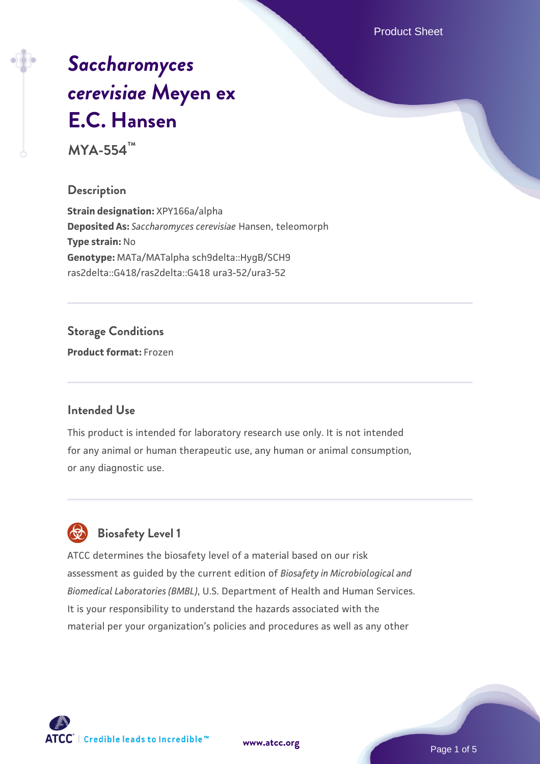# *Saccharomyces cerevisiae* Meyen ex E.C. Hansen

**MYA-554™**

## Description

**Strain designation:** XPY166a/alpha
**Deposited As:** *Saccharomyces cerevisiae* Hansen, teleomorph
**Type strain:** No
**Genotype:** MATa/MATalpha sch9delta::HygB/SCH9 ras2delta::G418/ras2delta::G418 ura3-52/ura3-52

## Storage Conditions

**Product format:** Frozen

## Intended Use

This product is intended for laboratory research use only. It is not intended for any animal or human therapeutic use, any human or animal consumption, or any diagnostic use.

## Biosafety Level 1

ATCC determines the biosafety level of a material based on our risk assessment as guided by the current edition of *Biosafety in Microbiological and Biomedical Laboratories (BMBL)*, U.S. Department of Health and Human Services. It is your responsibility to understand the hazards associated with the material per your organization's policies and procedures as well as any other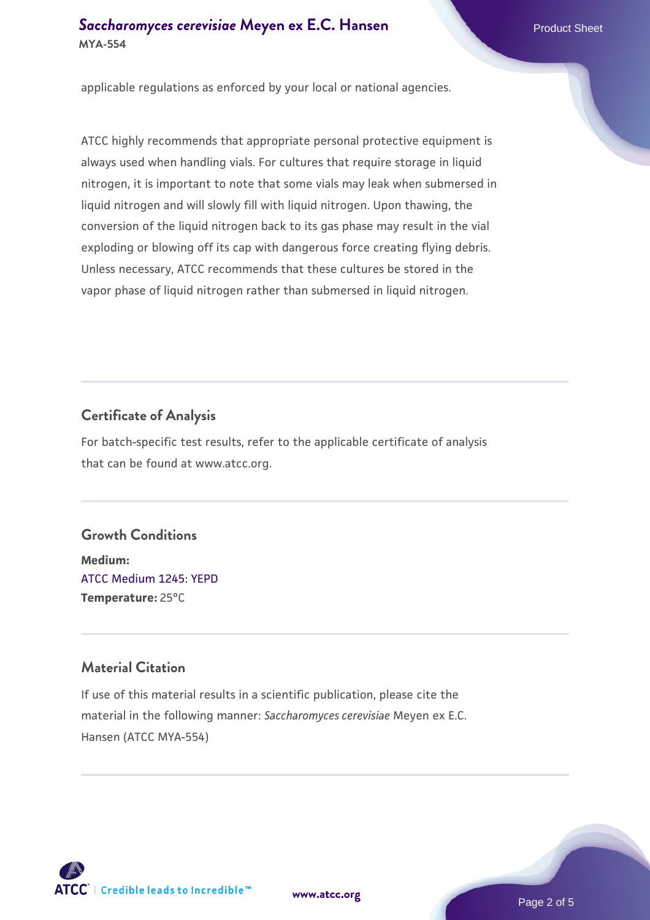applicable regulations as enforced by your local or national agencies.

ATCC highly recommends that appropriate personal protective equipment is always used when handling vials. For cultures that require storage in liquid nitrogen, it is important to note that some vials may leak when submersed in liquid nitrogen and will slowly fill with liquid nitrogen. Upon thawing, the conversion of the liquid nitrogen back to its gas phase may result in the vial exploding or blowing off its cap with dangerous force creating flying debris. Unless necessary, ATCC recommends that these cultures be stored in the vapor phase of liquid nitrogen rather than submersed in liquid nitrogen.

## Certificate of Analysis

For batch-specific test results, refer to the applicable certificate of analysis that can be found at www.atcc.org.

## Growth Conditions

**Medium:**
ATCC Medium 1245: YEPD
**Temperature:** 25°C

## Material Citation

If use of this material results in a scientific publication, please cite the material in the following manner: *Saccharomyces cerevisiae* Meyen ex E.C. Hansen (ATCC MYA-554)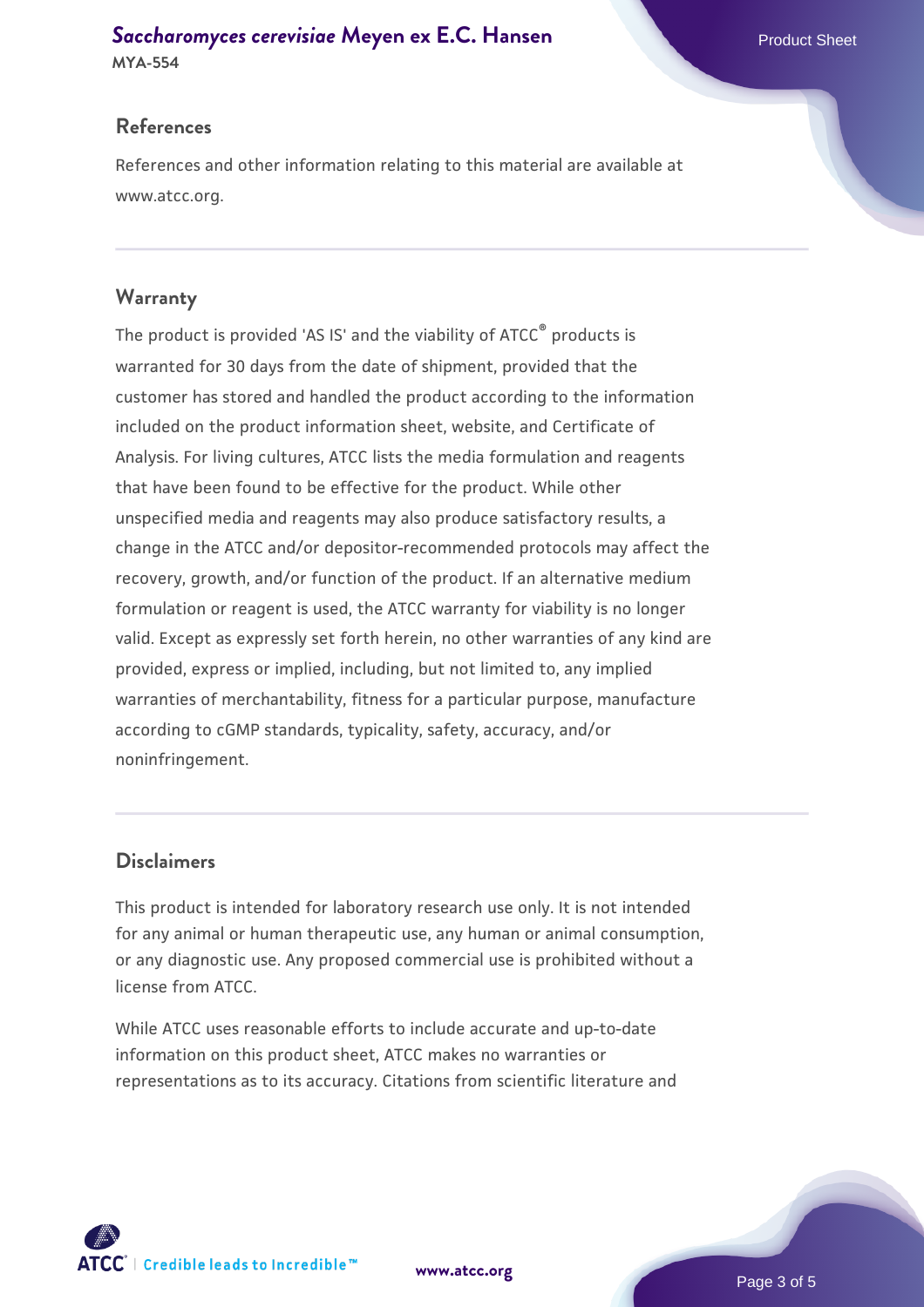## References

References and other information relating to this material are available at www.atcc.org.

## Warranty

The product is provided 'AS IS' and the viability of ATCC® products is warranted for 30 days from the date of shipment, provided that the customer has stored and handled the product according to the information included on the product information sheet, website, and Certificate of Analysis. For living cultures, ATCC lists the media formulation and reagents that have been found to be effective for the product. While other unspecified media and reagents may also produce satisfactory results, a change in the ATCC and/or depositor-recommended protocols may affect the recovery, growth, and/or function of the product. If an alternative medium formulation or reagent is used, the ATCC warranty for viability is no longer valid. Except as expressly set forth herein, no other warranties of any kind are provided, express or implied, including, but not limited to, any implied warranties of merchantability, fitness for a particular purpose, manufacture according to cGMP standards, typicality, safety, accuracy, and/or noninfringement.

## Disclaimers

This product is intended for laboratory research use only. It is not intended for any animal or human therapeutic use, any human or animal consumption, or any diagnostic use. Any proposed commercial use is prohibited without a license from ATCC.

While ATCC uses reasonable efforts to include accurate and up-to-date information on this product sheet, ATCC makes no warranties or representations as to its accuracy. Citations from scientific literature and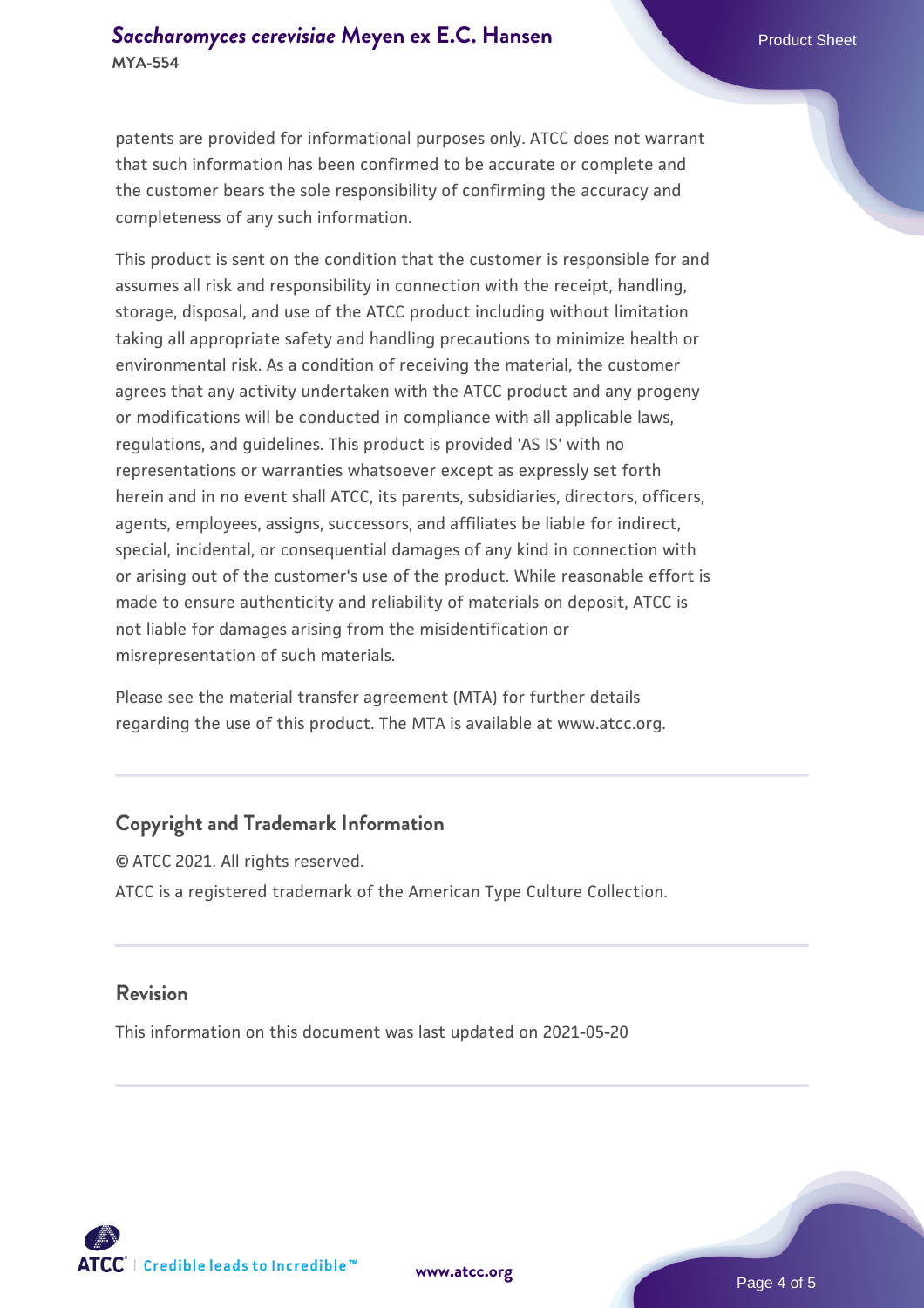patents are provided for informational purposes only. ATCC does not warrant that such information has been confirmed to be accurate or complete and the customer bears the sole responsibility of confirming the accuracy and completeness of any such information.

This product is sent on the condition that the customer is responsible for and assumes all risk and responsibility in connection with the receipt, handling, storage, disposal, and use of the ATCC product including without limitation taking all appropriate safety and handling precautions to minimize health or environmental risk. As a condition of receiving the material, the customer agrees that any activity undertaken with the ATCC product and any progeny or modifications will be conducted in compliance with all applicable laws, regulations, and guidelines. This product is provided 'AS IS' with no representations or warranties whatsoever except as expressly set forth herein and in no event shall ATCC, its parents, subsidiaries, directors, officers, agents, employees, assigns, successors, and affiliates be liable for indirect, special, incidental, or consequential damages of any kind in connection with or arising out of the customer's use of the product. While reasonable effort is made to ensure authenticity and reliability of materials on deposit, ATCC is not liable for damages arising from the misidentification or misrepresentation of such materials.

Please see the material transfer agreement (MTA) for further details regarding the use of this product. The MTA is available at www.atcc.org.

## Copyright and Trademark Information

© ATCC 2021. All rights reserved.

ATCC is a registered trademark of the American Type Culture Collection.

## Revision

This information on this document was last updated on 2021-05-20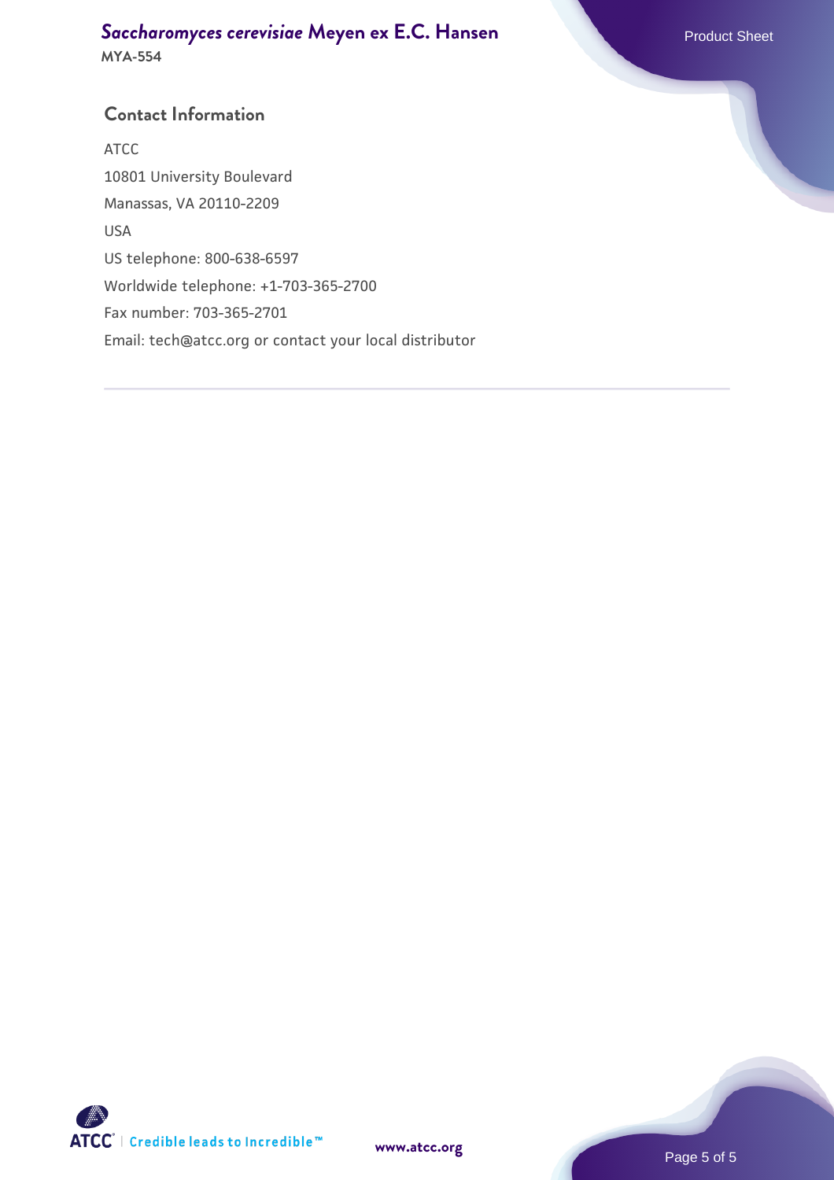## Contact Information

ATCC

10801 University Boulevard

Manassas, VA 20110-2209

USA

US telephone: 800-638-6597

Worldwide telephone: +1-703-365-2700

Fax number: 703-365-2701

Email: tech@atcc.org or contact your local distributor